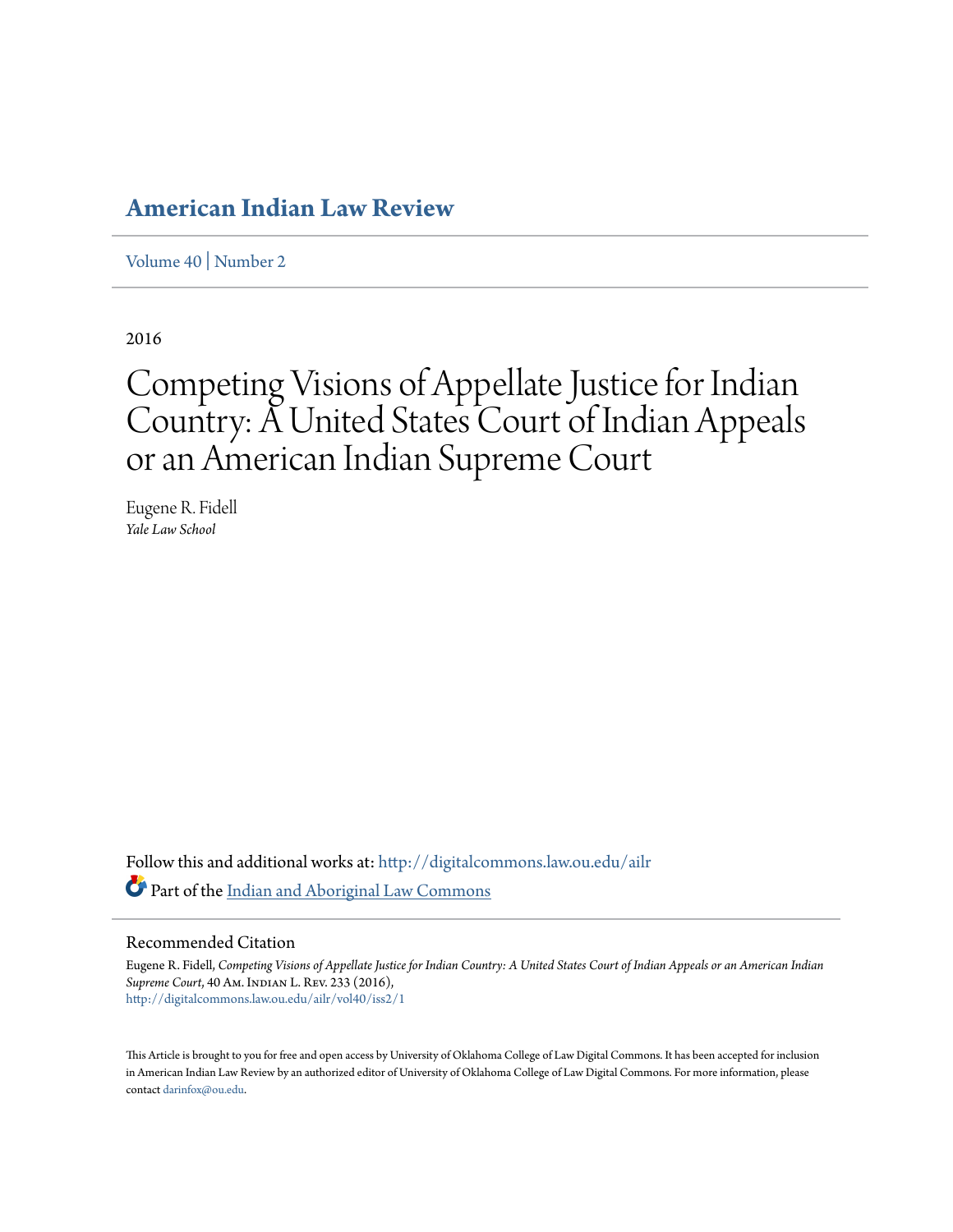# American Indian Law Review

Volume 40 | Number 2

2016

# Competing Visions of Appellate Justice for Indian Country: A United States Court of Indian Appeals or an American Indian Supreme Court

Eugene R. Fidell
*Yale Law School*

Follow this and additional works at: http://digitalcommons.law.ou.edu/ailr

Part of the Indian and Aboriginal Law Commons

## Recommended Citation

Eugene R. Fidell, *Competing Visions of Appellate Justice for Indian Country: A United States Court of Indian Appeals or an American Indian Supreme Court*, 40 Am. Indian L. Rev. 233 (2016),
http://digitalcommons.law.ou.edu/ailr/vol40/iss2/1

This Article is brought to you for free and open access by University of Oklahoma College of Law Digital Commons. It has been accepted for inclusion in American Indian Law Review by an authorized editor of University of Oklahoma College of Law Digital Commons. For more information, please contact darinfox@ou.edu.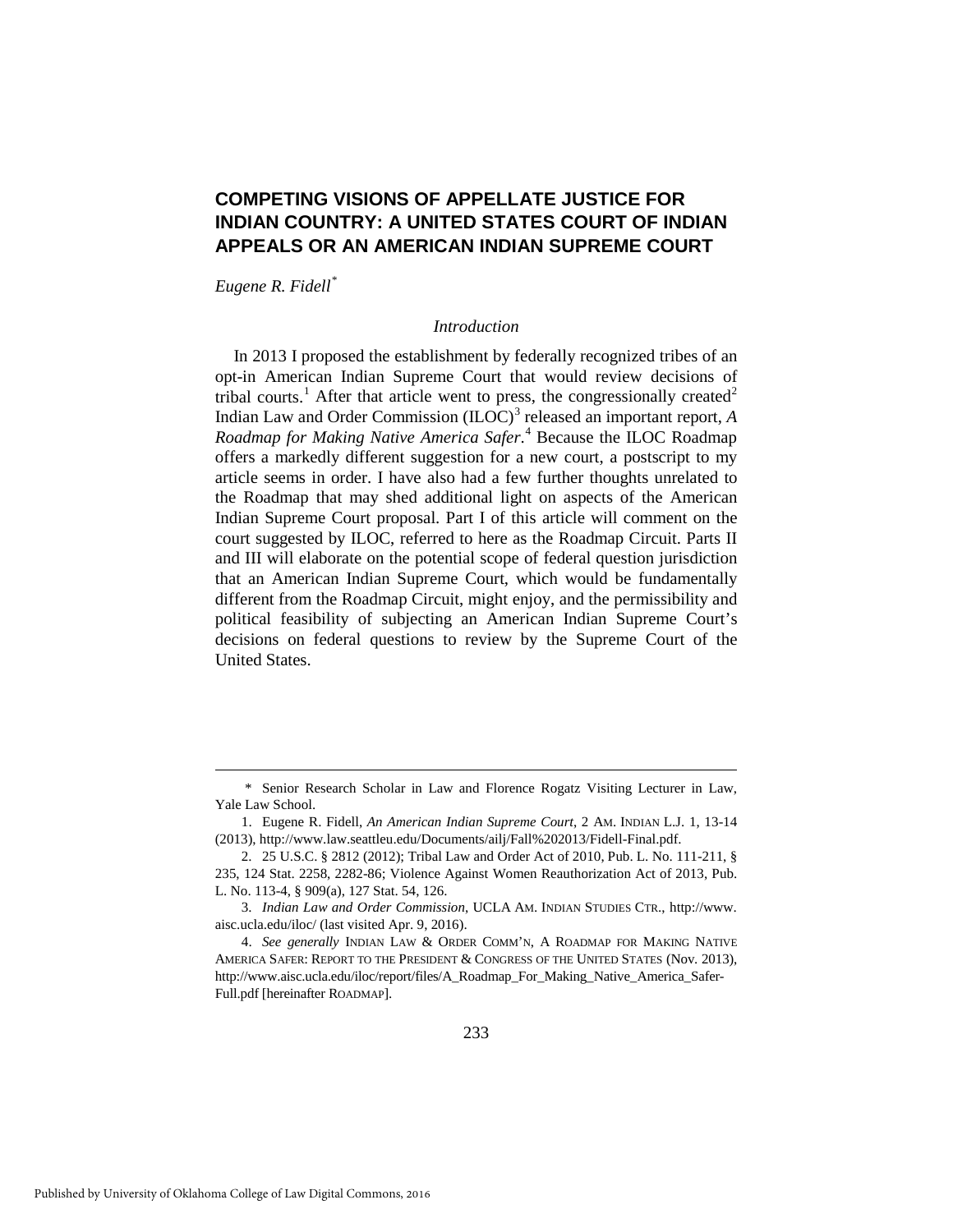# COMPETING VISIONS OF APPELLATE JUSTICE FOR INDIAN COUNTRY: A UNITED STATES COURT OF INDIAN APPEALS OR AN AMERICAN INDIAN SUPREME COURT

*Eugene R. Fidell*[*]

## *Introduction*

In 2013 I proposed the establishment by federally recognized tribes of an opt-in American Indian Supreme Court that would review decisions of tribal courts.[1] After that article went to press, the congressionally created[2] Indian Law and Order Commission (ILOC)[3] released an important report, *A Roadmap for Making Native America Safer*.[4] Because the ILOC Roadmap offers a markedly different suggestion for a new court, a postscript to my article seems in order. I have also had a few further thoughts unrelated to the Roadmap that may shed additional light on aspects of the American Indian Supreme Court proposal. Part I of this article will comment on the court suggested by ILOC, referred to here as the Roadmap Circuit. Parts II and III will elaborate on the potential scope of federal question jurisdiction that an American Indian Supreme Court, which would be fundamentally different from the Roadmap Circuit, might enjoy, and the permissibility and political feasibility of subjecting an American Indian Supreme Court's decisions on federal questions to review by the Supreme Court of the United States.

---

\* Senior Research Scholar in Law and Florence Rogatz Visiting Lecturer in Law, Yale Law School.

1. Eugene R. Fidell, *An American Indian Supreme Court*, 2 AM. INDIAN L.J. 1, 13-14 (2013), http://www.law.seattleu.edu/Documents/ailj/Fall%202013/Fidell-Final.pdf.

2. 25 U.S.C. § 2812 (2012); Tribal Law and Order Act of 2010, Pub. L. No. 111-211, § 235, 124 Stat. 2258, 2282-86; Violence Against Women Reauthorization Act of 2013, Pub. L. No. 113-4, § 909(a), 127 Stat. 54, 126.

3. *Indian Law and Order Commission*, UCLA AM. INDIAN STUDIES CTR., http://www.aisc.ucla.edu/iloc/ (last visited Apr. 9, 2016).

4. *See generally* INDIAN LAW & ORDER COMM'N, A ROADMAP FOR MAKING NATIVE AMERICA SAFER: REPORT TO THE PRESIDENT & CONGRESS OF THE UNITED STATES (Nov. 2013), http://www.aisc.ucla.edu/iloc/report/files/A_Roadmap_For_Making_Native_America_Safer-Full.pdf [hereinafter ROADMAP].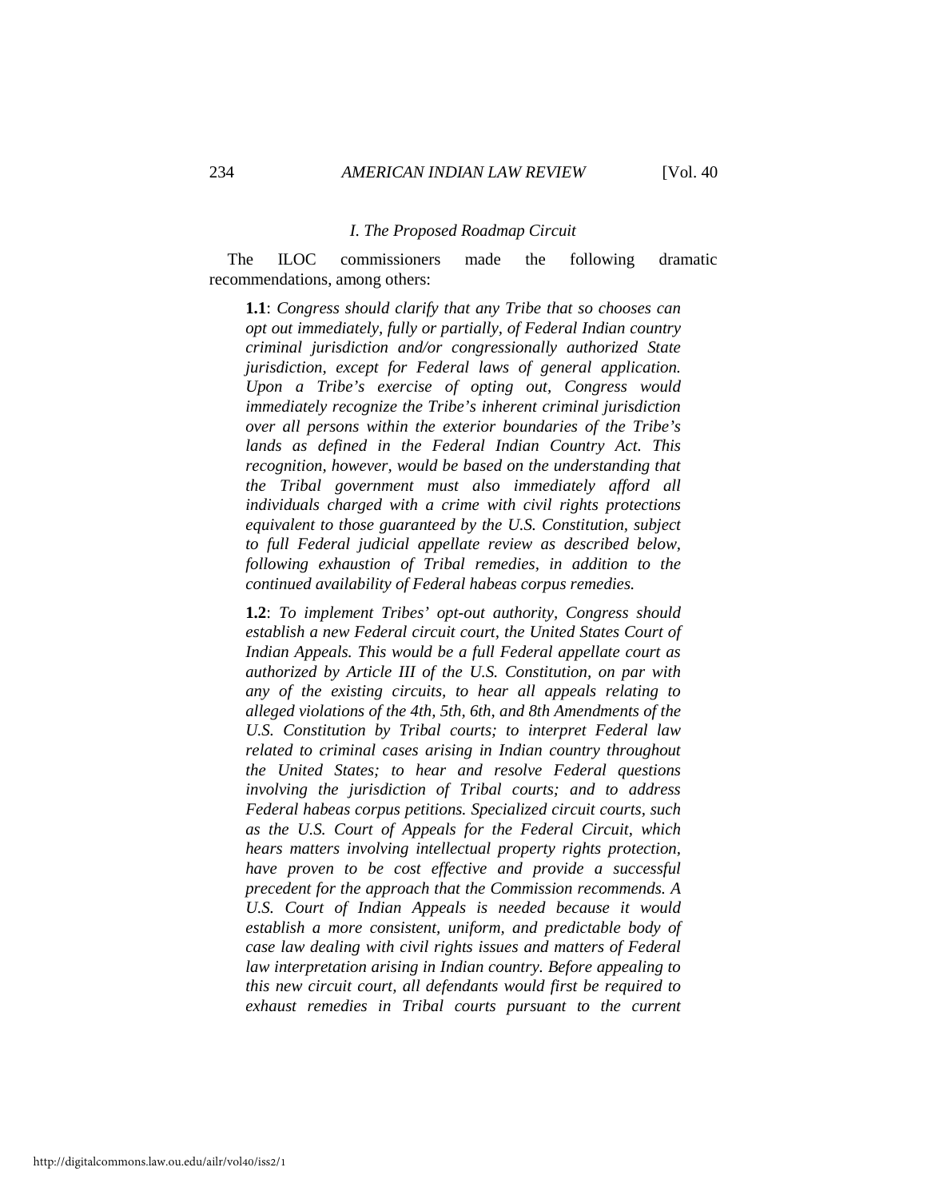### *I. The Proposed Roadmap Circuit*

The ILOC commissioners made the following dramatic recommendations, among others:

> **1.1**: *Congress should clarify that any Tribe that so chooses can opt out immediately, fully or partially, of Federal Indian country criminal jurisdiction and/or congressionally authorized State jurisdiction, except for Federal laws of general application. Upon a Tribe's exercise of opting out, Congress would immediately recognize the Tribe's inherent criminal jurisdiction over all persons within the exterior boundaries of the Tribe's lands as defined in the Federal Indian Country Act. This recognition, however, would be based on the understanding that the Tribal government must also immediately afford all individuals charged with a crime with civil rights protections equivalent to those guaranteed by the U.S. Constitution, subject to full Federal judicial appellate review as described below, following exhaustion of Tribal remedies, in addition to the continued availability of Federal habeas corpus remedies.*
>
> **1.2**: *To implement Tribes' opt-out authority, Congress should establish a new Federal circuit court, the United States Court of Indian Appeals. This would be a full Federal appellate court as authorized by Article III of the U.S. Constitution, on par with any of the existing circuits, to hear all appeals relating to alleged violations of the 4th, 5th, 6th, and 8th Amendments of the U.S. Constitution by Tribal courts; to interpret Federal law related to criminal cases arising in Indian country throughout the United States; to hear and resolve Federal questions involving the jurisdiction of Tribal courts; and to address Federal habeas corpus petitions. Specialized circuit courts, such as the U.S. Court of Appeals for the Federal Circuit, which hears matters involving intellectual property rights protection, have proven to be cost effective and provide a successful precedent for the approach that the Commission recommends. A U.S. Court of Indian Appeals is needed because it would establish a more consistent, uniform, and predictable body of case law dealing with civil rights issues and matters of Federal law interpretation arising in Indian country. Before appealing to this new circuit court, all defendants would first be required to exhaust remedies in Tribal courts pursuant to the current*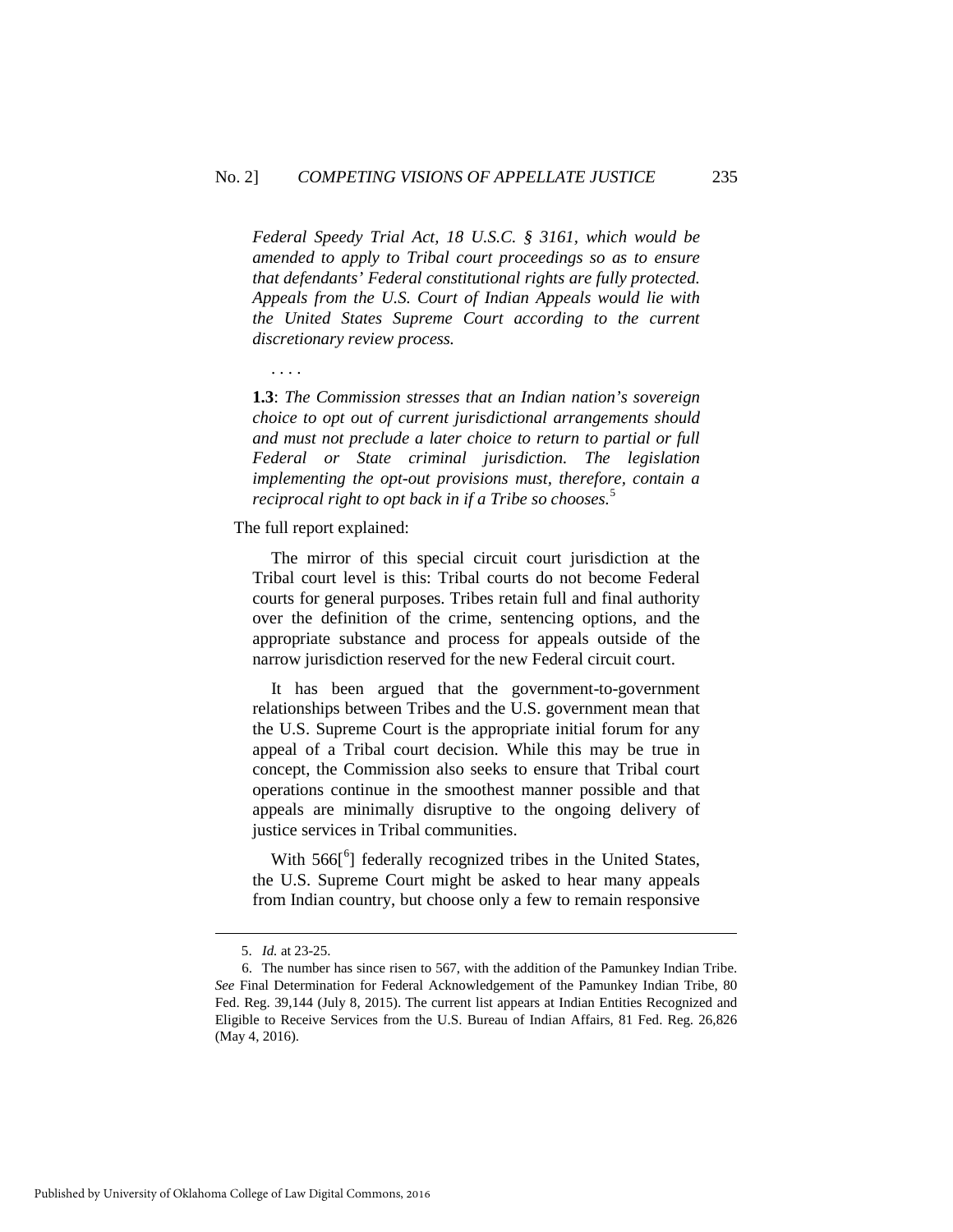*Federal Speedy Trial Act, 18 U.S.C. § 3161, which would be amended to apply to Tribal court proceedings so as to ensure that defendants' Federal constitutional rights are fully protected. Appeals from the U.S. Court of Indian Appeals would lie with the United States Supreme Court according to the current discretionary review process.*

> . . . .
>
> **1.3**: *The Commission stresses that an Indian nation's sovereign choice to opt out of current jurisdictional arrangements should and must not preclude a later choice to return to partial or full Federal or State criminal jurisdiction. The legislation implementing the opt-out provisions must, therefore, contain a reciprocal right to opt back in if a Tribe so chooses.*[5]

The full report explained:

> The mirror of this special circuit court jurisdiction at the Tribal court level is this: Tribal courts do not become Federal courts for general purposes. Tribes retain full and final authority over the definition of the crime, sentencing options, and the appropriate substance and process for appeals outside of the narrow jurisdiction reserved for the new Federal circuit court.
>
> It has been argued that the government-to-government relationships between Tribes and the U.S. government mean that the U.S. Supreme Court is the appropriate initial forum for any appeal of a Tribal court decision. While this may be true in concept, the Commission also seeks to ensure that Tribal court operations continue in the smoothest manner possible and that appeals are minimally disruptive to the ongoing delivery of justice services in Tribal communities.
>
> With 566[[6]] federally recognized tribes in the United States, the U.S. Supreme Court might be asked to hear many appeals from Indian country, but choose only a few to remain responsive

---

5. *Id.* at 23-25.

6. The number has since risen to 567, with the addition of the Pamunkey Indian Tribe. *See* Final Determination for Federal Acknowledgement of the Pamunkey Indian Tribe, 80 Fed. Reg. 39,144 (July 8, 2015). The current list appears at Indian Entities Recognized and Eligible to Receive Services from the U.S. Bureau of Indian Affairs, 81 Fed. Reg. 26,826 (May 4, 2016).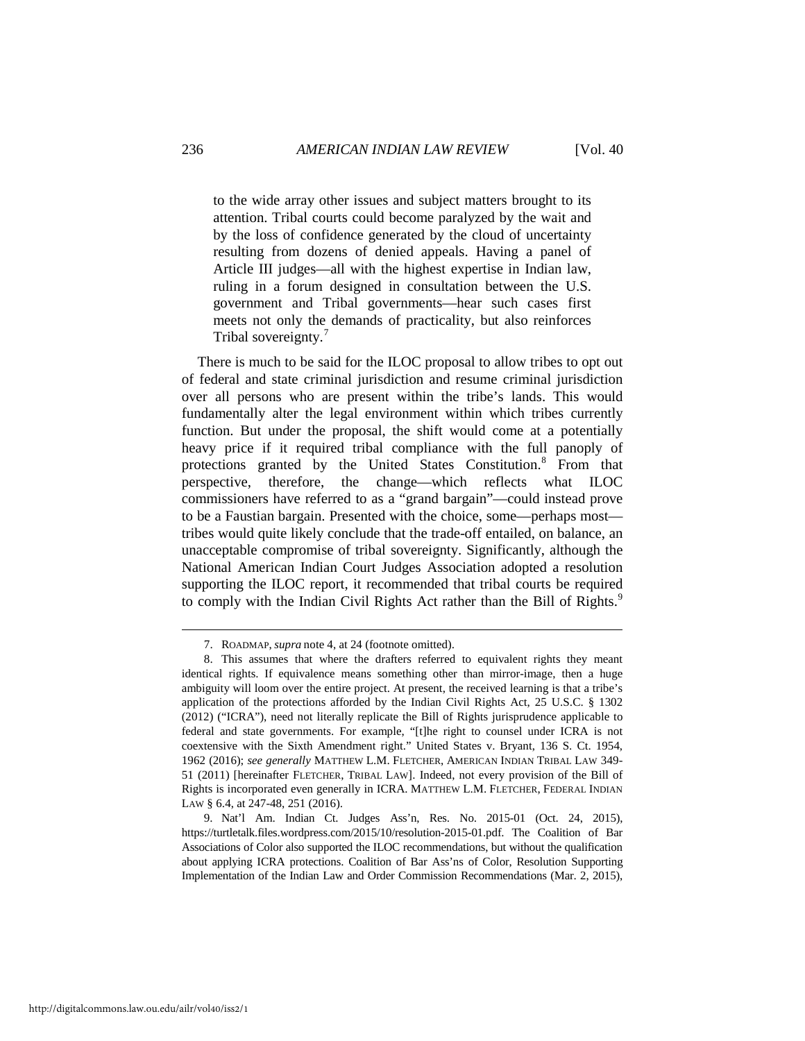> to the wide array other issues and subject matters brought to its attention. Tribal courts could become paralyzed by the wait and by the loss of confidence generated by the cloud of uncertainty resulting from dozens of denied appeals. Having a panel of Article III judges—all with the highest expertise in Indian law, ruling in a forum designed in consultation between the U.S. government and Tribal governments—hear such cases first meets not only the demands of practicality, but also reinforces Tribal sovereignty.[7]

There is much to be said for the ILOC proposal to allow tribes to opt out of federal and state criminal jurisdiction and resume criminal jurisdiction over all persons who are present within the tribe's lands. This would fundamentally alter the legal environment within which tribes currently function. But under the proposal, the shift would come at a potentially heavy price if it required tribal compliance with the full panoply of protections granted by the United States Constitution.[8] From that perspective, therefore, the change—which reflects what ILOC commissioners have referred to as a "grand bargain"—could instead prove to be a Faustian bargain. Presented with the choice, some—perhaps most—tribes would quite likely conclude that the trade-off entailed, on balance, an unacceptable compromise of tribal sovereignty. Significantly, although the National American Indian Court Judges Association adopted a resolution supporting the ILOC report, it recommended that tribal courts be required to comply with the Indian Civil Rights Act rather than the Bill of Rights.[9]

---

7. ROADMAP, *supra* note 4, at 24 (footnote omitted).

8. This assumes that where the drafters referred to equivalent rights they meant identical rights. If equivalence means something other than mirror-image, then a huge ambiguity will loom over the entire project. At present, the received learning is that a tribe's application of the protections afforded by the Indian Civil Rights Act, 25 U.S.C. § 1302 (2012) ("ICRA"), need not literally replicate the Bill of Rights jurisprudence applicable to federal and state governments. For example, "[t]he right to counsel under ICRA is not coextensive with the Sixth Amendment right." United States v. Bryant, 136 S. Ct. 1954, 1962 (2016); *see generally* MATTHEW L.M. FLETCHER, AMERICAN INDIAN TRIBAL LAW 349-51 (2011) [hereinafter FLETCHER, TRIBAL LAW]. Indeed, not every provision of the Bill of Rights is incorporated even generally in ICRA. MATTHEW L.M. FLETCHER, FEDERAL INDIAN LAW § 6.4, at 247-48, 251 (2016).

9. Nat'l Am. Indian Ct. Judges Ass'n, Res. No. 2015-01 (Oct. 24, 2015), https://turtletalk.files.wordpress.com/2015/10/resolution-2015-01.pdf. The Coalition of Bar Associations of Color also supported the ILOC recommendations, but without the qualification about applying ICRA protections. Coalition of Bar Ass'ns of Color, Resolution Supporting Implementation of the Indian Law and Order Commission Recommendations (Mar. 2, 2015),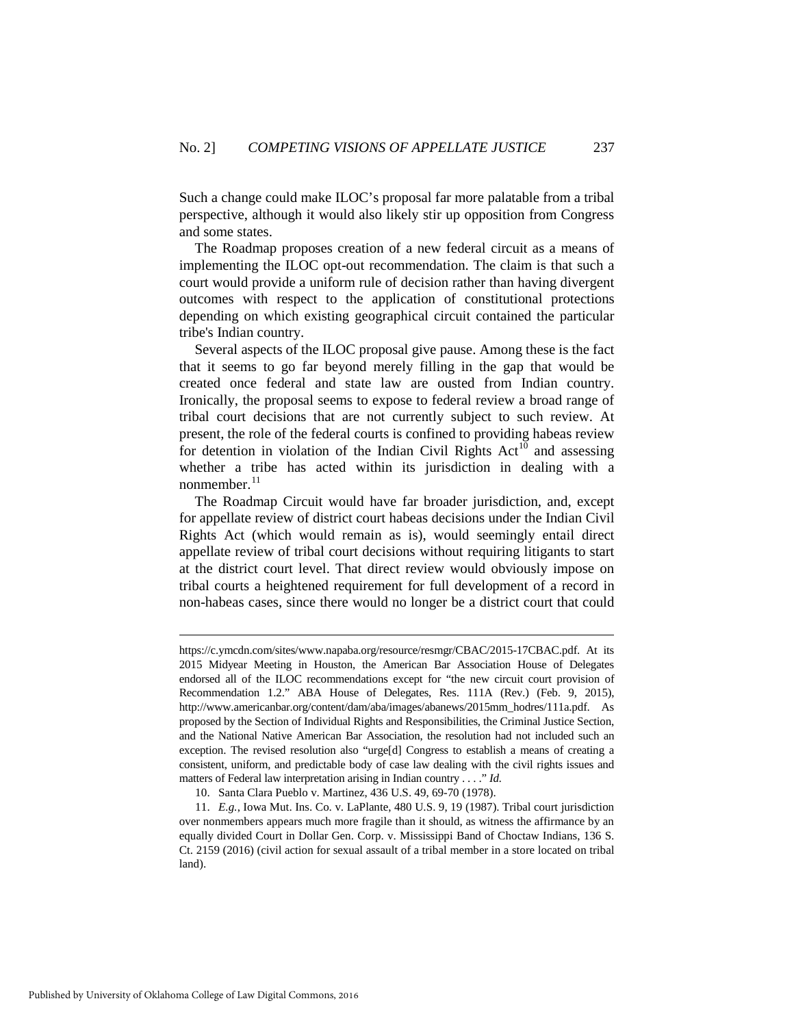Such a change could make ILOC's proposal far more palatable from a tribal perspective, although it would also likely stir up opposition from Congress and some states.

The Roadmap proposes creation of a new federal circuit as a means of implementing the ILOC opt-out recommendation. The claim is that such a court would provide a uniform rule of decision rather than having divergent outcomes with respect to the application of constitutional protections depending on which existing geographical circuit contained the particular tribe's Indian country.

Several aspects of the ILOC proposal give pause. Among these is the fact that it seems to go far beyond merely filling in the gap that would be created once federal and state law are ousted from Indian country. Ironically, the proposal seems to expose to federal review a broad range of tribal court decisions that are not currently subject to such review. At present, the role of the federal courts is confined to providing habeas review for detention in violation of the Indian Civil Rights Act[10] and assessing whether a tribe has acted within its jurisdiction in dealing with a nonmember.[11]

The Roadmap Circuit would have far broader jurisdiction, and, except for appellate review of district court habeas decisions under the Indian Civil Rights Act (which would remain as is), would seemingly entail direct appellate review of tribal court decisions without requiring litigants to start at the district court level. That direct review would obviously impose on tribal courts a heightened requirement for full development of a record in non-habeas cases, since there would no longer be a district court that could

---

https://c.ymcdn.com/sites/www.napaba.org/resource/resmgr/CBAC/2015-17CBAC.pdf. At its 2015 Midyear Meeting in Houston, the American Bar Association House of Delegates endorsed all of the ILOC recommendations except for "the new circuit court provision of Recommendation 1.2." ABA House of Delegates, Res. 111A (Rev.) (Feb. 9, 2015), http://www.americanbar.org/content/dam/aba/images/abanews/2015mm_hodres/111a.pdf. As proposed by the Section of Individual Rights and Responsibilities, the Criminal Justice Section, and the National Native American Bar Association, the resolution had not included such an exception. The revised resolution also "urge[d] Congress to establish a means of creating a consistent, uniform, and predictable body of case law dealing with the civil rights issues and matters of Federal law interpretation arising in Indian country . . . ." *Id.*

10. Santa Clara Pueblo v. Martinez, 436 U.S. 49, 69-70 (1978).

11. *E.g.*, Iowa Mut. Ins. Co. v. LaPlante, 480 U.S. 9, 19 (1987). Tribal court jurisdiction over nonmembers appears much more fragile than it should, as witness the affirmance by an equally divided Court in Dollar Gen. Corp. v. Mississippi Band of Choctaw Indians, 136 S. Ct. 2159 (2016) (civil action for sexual assault of a tribal member in a store located on tribal land).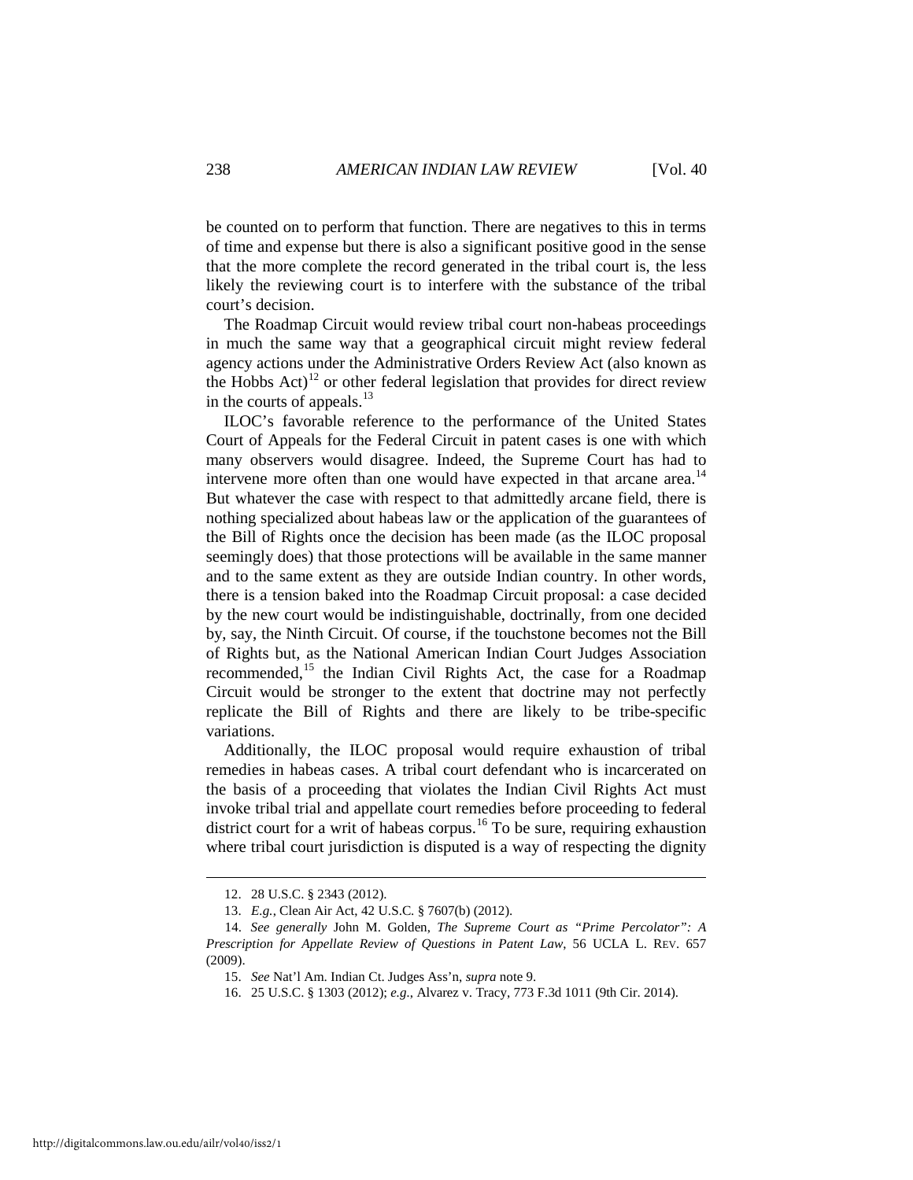be counted on to perform that function. There are negatives to this in terms of time and expense but there is also a significant positive good in the sense that the more complete the record generated in the tribal court is, the less likely the reviewing court is to interfere with the substance of the tribal court's decision.

The Roadmap Circuit would review tribal court non-habeas proceedings in much the same way that a geographical circuit might review federal agency actions under the Administrative Orders Review Act (also known as the Hobbs Act)[12] or other federal legislation that provides for direct review in the courts of appeals.[13]

ILOC's favorable reference to the performance of the United States Court of Appeals for the Federal Circuit in patent cases is one with which many observers would disagree. Indeed, the Supreme Court has had to intervene more often than one would have expected in that arcane area.[14] But whatever the case with respect to that admittedly arcane field, there is nothing specialized about habeas law or the application of the guarantees of the Bill of Rights once the decision has been made (as the ILOC proposal seemingly does) that those protections will be available in the same manner and to the same extent as they are outside Indian country. In other words, there is a tension baked into the Roadmap Circuit proposal: a case decided by the new court would be indistinguishable, doctrinally, from one decided by, say, the Ninth Circuit. Of course, if the touchstone becomes not the Bill of Rights but, as the National American Indian Court Judges Association recommended,[15] the Indian Civil Rights Act, the case for a Roadmap Circuit would be stronger to the extent that doctrine may not perfectly replicate the Bill of Rights and there are likely to be tribe-specific variations.

Additionally, the ILOC proposal would require exhaustion of tribal remedies in habeas cases. A tribal court defendant who is incarcerated on the basis of a proceeding that violates the Indian Civil Rights Act must invoke tribal trial and appellate court remedies before proceeding to federal district court for a writ of habeas corpus.[16] To be sure, requiring exhaustion where tribal court jurisdiction is disputed is a way of respecting the dignity

---

12. 28 U.S.C. § 2343 (2012).

13. *E.g.*, Clean Air Act, 42 U.S.C. § 7607(b) (2012).

14. *See generally* John M. Golden, *The Supreme Court as "Prime Percolator": A Prescription for Appellate Review of Questions in Patent Law*, 56 UCLA L. REV. 657 (2009).

15. *See* Nat'l Am. Indian Ct. Judges Ass'n, *supra* note 9.

16. 25 U.S.C. § 1303 (2012); *e.g.*, Alvarez v. Tracy, 773 F.3d 1011 (9th Cir. 2014).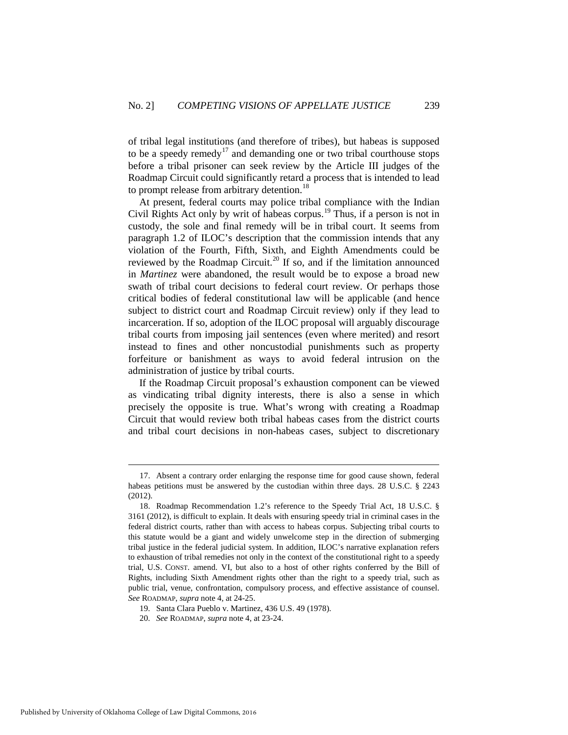of tribal legal institutions (and therefore of tribes), but habeas is supposed to be a speedy remedy[17] and demanding one or two tribal courthouse stops before a tribal prisoner can seek review by the Article III judges of the Roadmap Circuit could significantly retard a process that is intended to lead to prompt release from arbitrary detention.[18]

At present, federal courts may police tribal compliance with the Indian Civil Rights Act only by writ of habeas corpus.[19] Thus, if a person is not in custody, the sole and final remedy will be in tribal court. It seems from paragraph 1.2 of ILOC's description that the commission intends that any violation of the Fourth, Fifth, Sixth, and Eighth Amendments could be reviewed by the Roadmap Circuit.[20] If so, and if the limitation announced in *Martinez* were abandoned, the result would be to expose a broad new swath of tribal court decisions to federal court review. Or perhaps those critical bodies of federal constitutional law will be applicable (and hence subject to district court and Roadmap Circuit review) only if they lead to incarceration. If so, adoption of the ILOC proposal will arguably discourage tribal courts from imposing jail sentences (even where merited) and resort instead to fines and other noncustodial punishments such as property forfeiture or banishment as ways to avoid federal intrusion on the administration of justice by tribal courts.

If the Roadmap Circuit proposal's exhaustion component can be viewed as vindicating tribal dignity interests, there is also a sense in which precisely the opposite is true. What's wrong with creating a Roadmap Circuit that would review both tribal habeas cases from the district courts and tribal court decisions in non-habeas cases, subject to discretionary

---

17. Absent a contrary order enlarging the response time for good cause shown, federal habeas petitions must be answered by the custodian within three days. 28 U.S.C. § 2243 (2012).

18. Roadmap Recommendation 1.2's reference to the Speedy Trial Act, 18 U.S.C. § 3161 (2012), is difficult to explain. It deals with ensuring speedy trial in criminal cases in the federal district courts, rather than with access to habeas corpus. Subjecting tribal courts to this statute would be a giant and widely unwelcome step in the direction of submerging tribal justice in the federal judicial system. In addition, ILOC's narrative explanation refers to exhaustion of tribal remedies not only in the context of the constitutional right to a speedy trial, U.S. CONST. amend. VI, but also to a host of other rights conferred by the Bill of Rights, including Sixth Amendment rights other than the right to a speedy trial, such as public trial, venue, confrontation, compulsory process, and effective assistance of counsel. *See* ROADMAP, *supra* note 4, at 24-25.

19. Santa Clara Pueblo v. Martinez, 436 U.S. 49 (1978).

20. *See* ROADMAP, *supra* note 4, at 23-24.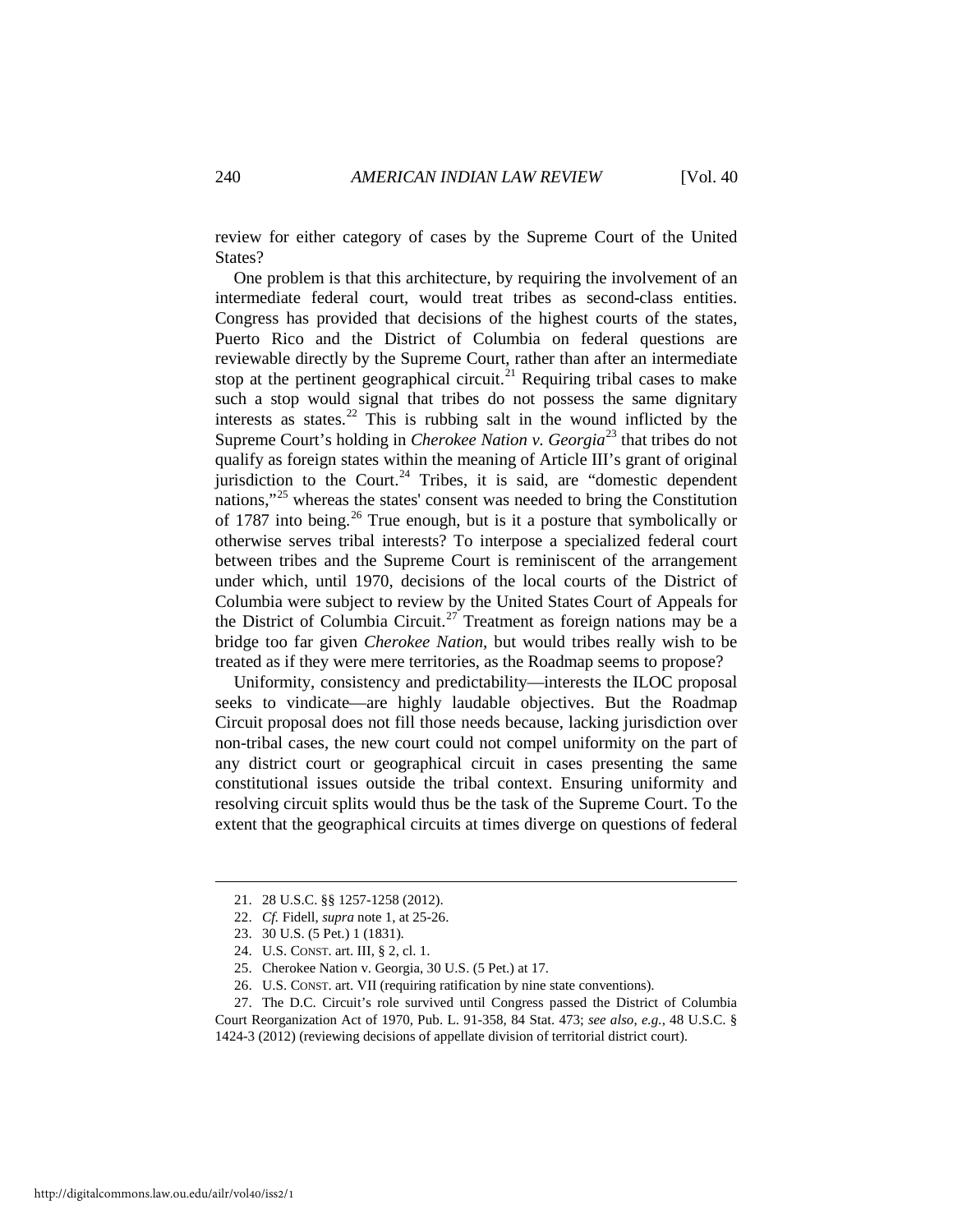review for either category of cases by the Supreme Court of the United States?

One problem is that this architecture, by requiring the involvement of an intermediate federal court, would treat tribes as second-class entities. Congress has provided that decisions of the highest courts of the states, Puerto Rico and the District of Columbia on federal questions are reviewable directly by the Supreme Court, rather than after an intermediate stop at the pertinent geographical circuit.[21] Requiring tribal cases to make such a stop would signal that tribes do not possess the same dignitary interests as states.[22] This is rubbing salt in the wound inflicted by the Supreme Court's holding in *Cherokee Nation v. Georgia*[23] that tribes do not qualify as foreign states within the meaning of Article III's grant of original jurisdiction to the Court.[24] Tribes, it is said, are "domestic dependent nations,"[25] whereas the states' consent was needed to bring the Constitution of 1787 into being.[26] True enough, but is it a posture that symbolically or otherwise serves tribal interests? To interpose a specialized federal court between tribes and the Supreme Court is reminiscent of the arrangement under which, until 1970, decisions of the local courts of the District of Columbia were subject to review by the United States Court of Appeals for the District of Columbia Circuit.[27] Treatment as foreign nations may be a bridge too far given *Cherokee Nation*, but would tribes really wish to be treated as if they were mere territories, as the Roadmap seems to propose?

Uniformity, consistency and predictability—interests the ILOC proposal seeks to vindicate—are highly laudable objectives. But the Roadmap Circuit proposal does not fill those needs because, lacking jurisdiction over non-tribal cases, the new court could not compel uniformity on the part of any district court or geographical circuit in cases presenting the same constitutional issues outside the tribal context. Ensuring uniformity and resolving circuit splits would thus be the task of the Supreme Court. To the extent that the geographical circuits at times diverge on questions of federal

---

21. 28 U.S.C. §§ 1257-1258 (2012).

22. *Cf.* Fidell, *supra* note 1, at 25-26.

23. 30 U.S. (5 Pet.) 1 (1831).

24. U.S. CONST. art. III, § 2, cl. 1.

25. Cherokee Nation v. Georgia, 30 U.S. (5 Pet.) at 17.

26. U.S. CONST. art. VII (requiring ratification by nine state conventions).

27. The D.C. Circuit's role survived until Congress passed the District of Columbia Court Reorganization Act of 1970, Pub. L. 91-358, 84 Stat. 473; *see also, e.g.*, 48 U.S.C. § 1424-3 (2012) (reviewing decisions of appellate division of territorial district court).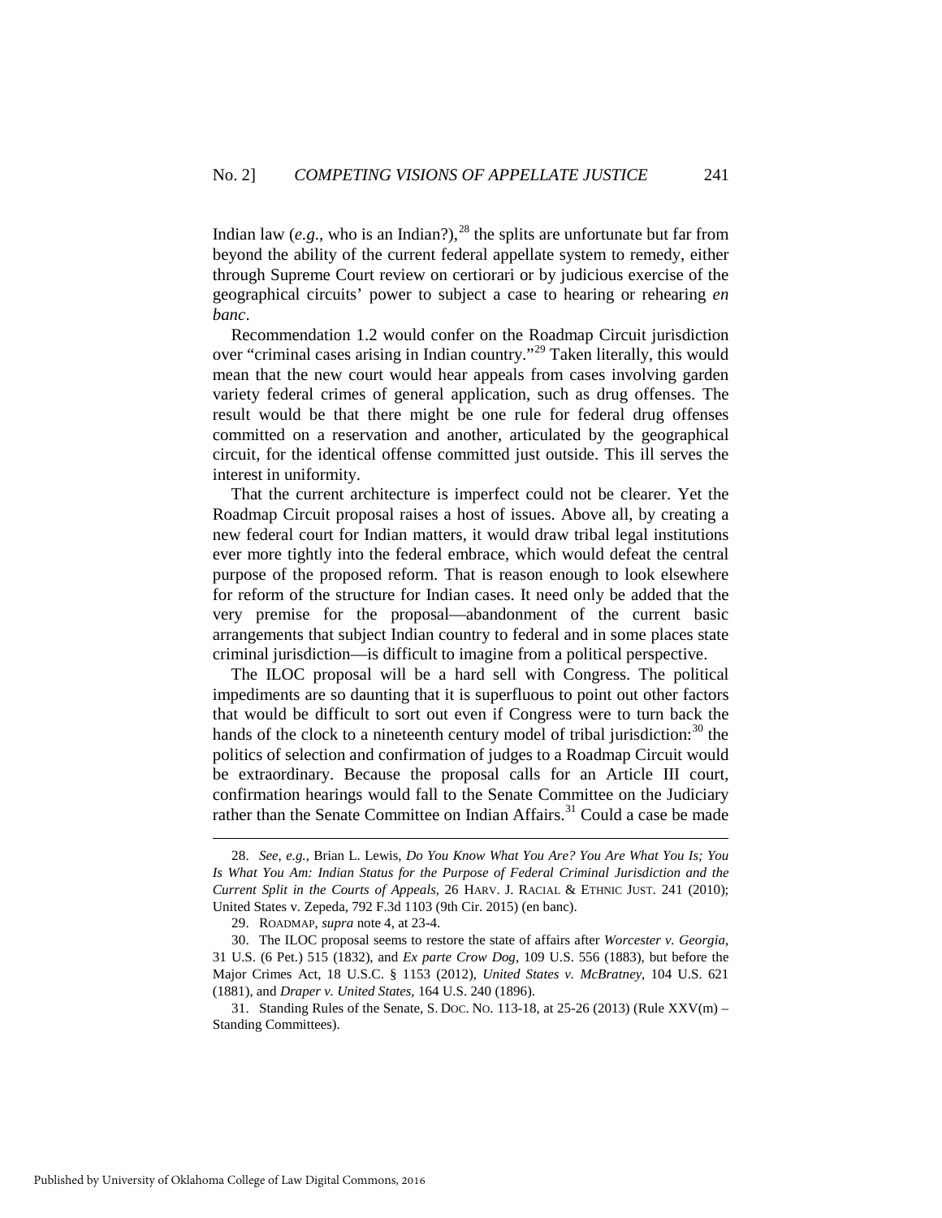Indian law (*e.g.*, who is an Indian?),[28] the splits are unfortunate but far from beyond the ability of the current federal appellate system to remedy, either through Supreme Court review on certiorari or by judicious exercise of the geographical circuits' power to subject a case to hearing or rehearing *en banc*.

Recommendation 1.2 would confer on the Roadmap Circuit jurisdiction over "criminal cases arising in Indian country."[29] Taken literally, this would mean that the new court would hear appeals from cases involving garden variety federal crimes of general application, such as drug offenses. The result would be that there might be one rule for federal drug offenses committed on a reservation and another, articulated by the geographical circuit, for the identical offense committed just outside. This ill serves the interest in uniformity.

That the current architecture is imperfect could not be clearer. Yet the Roadmap Circuit proposal raises a host of issues. Above all, by creating a new federal court for Indian matters, it would draw tribal legal institutions ever more tightly into the federal embrace, which would defeat the central purpose of the proposed reform. That is reason enough to look elsewhere for reform of the structure for Indian cases. It need only be added that the very premise for the proposal—abandonment of the current basic arrangements that subject Indian country to federal and in some places state criminal jurisdiction—is difficult to imagine from a political perspective.

The ILOC proposal will be a hard sell with Congress. The political impediments are so daunting that it is superfluous to point out other factors that would be difficult to sort out even if Congress were to turn back the hands of the clock to a nineteenth century model of tribal jurisdiction:[30] the politics of selection and confirmation of judges to a Roadmap Circuit would be extraordinary. Because the proposal calls for an Article III court, confirmation hearings would fall to the Senate Committee on the Judiciary rather than the Senate Committee on Indian Affairs.[31] Could a case be made

---

28. *See, e.g.*, Brian L. Lewis, *Do You Know What You Are? You Are What You Is; You Is What You Am: Indian Status for the Purpose of Federal Criminal Jurisdiction and the Current Split in the Courts of Appeals*, 26 HARV. J. RACIAL & ETHNIC JUST. 241 (2010); United States v. Zepeda, 792 F.3d 1103 (9th Cir. 2015) (en banc).

29. ROADMAP, *supra* note 4, at 23-4.

30. The ILOC proposal seems to restore the state of affairs after *Worcester v. Georgia*, 31 U.S. (6 Pet.) 515 (1832), and *Ex parte Crow Dog*, 109 U.S. 556 (1883), but before the Major Crimes Act, 18 U.S.C. § 1153 (2012), *United States v. McBratney*, 104 U.S. 621 (1881), and *Draper v. United States*, 164 U.S. 240 (1896).

31. Standing Rules of the Senate, S. DOC. NO. 113-18, at 25-26 (2013) (Rule XXV(m) – Standing Committees).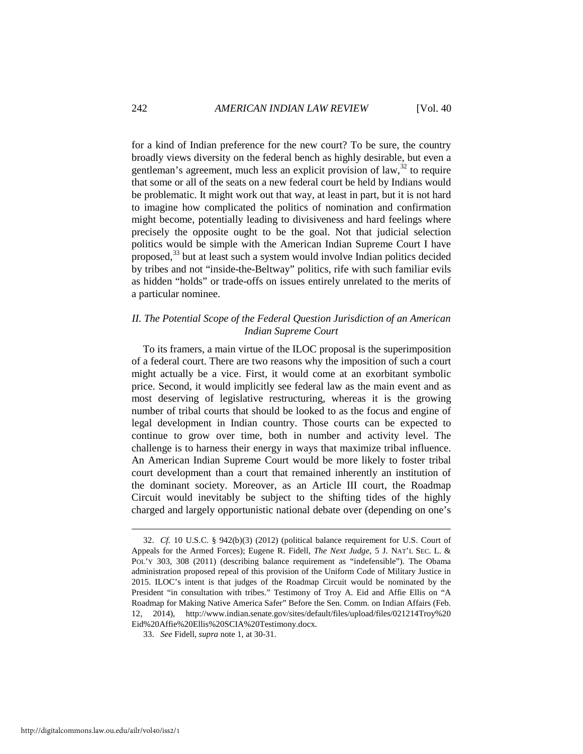for a kind of Indian preference for the new court? To be sure, the country broadly views diversity on the federal bench as highly desirable, but even a gentleman's agreement, much less an explicit provision of law,[32] to require that some or all of the seats on a new federal court be held by Indians would be problematic. It might work out that way, at least in part, but it is not hard to imagine how complicated the politics of nomination and confirmation might become, potentially leading to divisiveness and hard feelings where precisely the opposite ought to be the goal. Not that judicial selection politics would be simple with the American Indian Supreme Court I have proposed,[33] but at least such a system would involve Indian politics decided by tribes and not "inside-the-Beltway" politics, rife with such familiar evils as hidden "holds" or trade-offs on issues entirely unrelated to the merits of a particular nominee.

## *II. The Potential Scope of the Federal Question Jurisdiction of an American Indian Supreme Court*

To its framers, a main virtue of the ILOC proposal is the superimposition of a federal court. There are two reasons why the imposition of such a court might actually be a vice. First, it would come at an exorbitant symbolic price. Second, it would implicitly see federal law as the main event and as most deserving of legislative restructuring, whereas it is the growing number of tribal courts that should be looked to as the focus and engine of legal development in Indian country. Those courts can be expected to continue to grow over time, both in number and activity level. The challenge is to harness their energy in ways that maximize tribal influence. An American Indian Supreme Court would be more likely to foster tribal court development than a court that remained inherently an institution of the dominant society. Moreover, as an Article III court, the Roadmap Circuit would inevitably be subject to the shifting tides of the highly charged and largely opportunistic national debate over (depending on one's

---

32. *Cf.* 10 U.S.C. § 942(b)(3) (2012) (political balance requirement for U.S. Court of Appeals for the Armed Forces); Eugene R. Fidell, *The Next Judge*, 5 J. NAT'L SEC. L. & POL'Y 303, 308 (2011) (describing balance requirement as "indefensible"). The Obama administration proposed repeal of this provision of the Uniform Code of Military Justice in 2015. ILOC's intent is that judges of the Roadmap Circuit would be nominated by the President "in consultation with tribes." Testimony of Troy A. Eid and Affie Ellis on "A Roadmap for Making Native America Safer" Before the Sen. Comm. on Indian Affairs (Feb. 12, 2014), http://www.indian.senate.gov/sites/default/files/upload/files/021214Troy%20Eid%20Affie%20Ellis%20SCIA%20Testimony.docx.

33. *See* Fidell, *supra* note 1, at 30-31.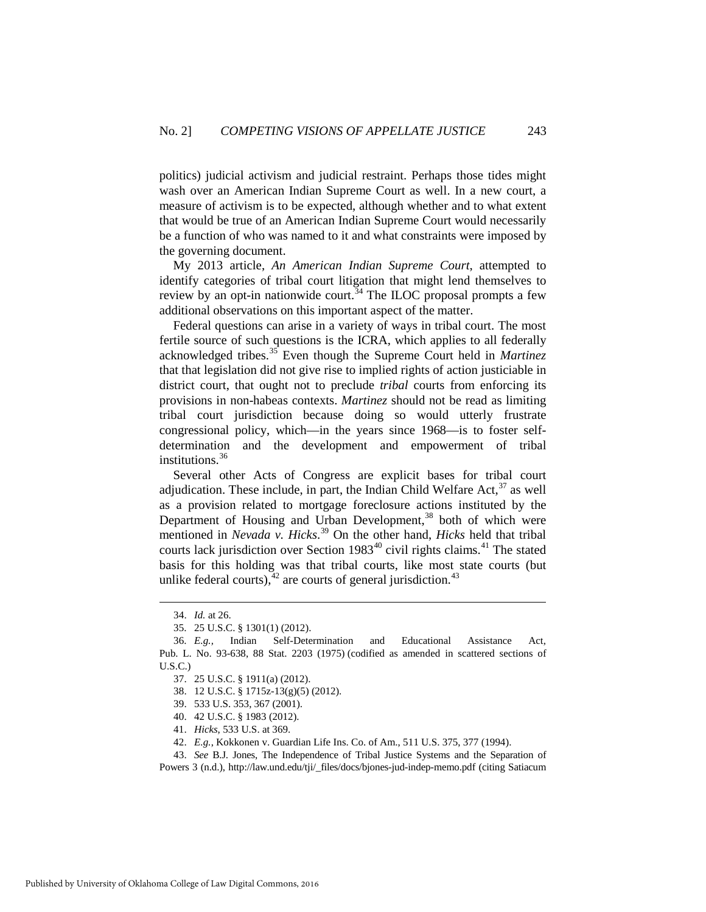politics) judicial activism and judicial restraint. Perhaps those tides might wash over an American Indian Supreme Court as well. In a new court, a measure of activism is to be expected, although whether and to what extent that would be true of an American Indian Supreme Court would necessarily be a function of who was named to it and what constraints were imposed by the governing document.

My 2013 article, *An American Indian Supreme Court*, attempted to identify categories of tribal court litigation that might lend themselves to review by an opt-in nationwide court.[34] The ILOC proposal prompts a few additional observations on this important aspect of the matter.

Federal questions can arise in a variety of ways in tribal court. The most fertile source of such questions is the ICRA, which applies to all federally acknowledged tribes.[35] Even though the Supreme Court held in *Martinez* that that legislation did not give rise to implied rights of action justiciable in district court, that ought not to preclude *tribal* courts from enforcing its provisions in non-habeas contexts. *Martinez* should not be read as limiting tribal court jurisdiction because doing so would utterly frustrate congressional policy, which—in the years since 1968—is to foster self-determination and the development and empowerment of tribal institutions.[36]

Several other Acts of Congress are explicit bases for tribal court adjudication. These include, in part, the Indian Child Welfare Act,[37] as well as a provision related to mortgage foreclosure actions instituted by the Department of Housing and Urban Development,[38] both of which were mentioned in *Nevada v. Hicks*.[39] On the other hand, *Hicks* held that tribal courts lack jurisdiction over Section 1983[40] civil rights claims.[41] The stated basis for this holding was that tribal courts, like most state courts (but unlike federal courts),[42] are courts of general jurisdiction.[43]

---

34. *Id.* at 26.

35. 25 U.S.C. § 1301(1) (2012).

36. *E.g.*, Indian Self-Determination and Educational Assistance Act, Pub. L. No. 93-638, 88 Stat. 2203 (1975) (codified as amended in scattered sections of U.S.C.)

37. 25 U.S.C. § 1911(a) (2012).

38. 12 U.S.C. § 1715z-13(g)(5) (2012).

39. 533 U.S. 353, 367 (2001).

40. 42 U.S.C. § 1983 (2012).

41. *Hicks*, 533 U.S. at 369.

42. *E.g.*, Kokkonen v. Guardian Life Ins. Co. of Am., 511 U.S. 375, 377 (1994).

43. *See* B.J. Jones, The Independence of Tribal Justice Systems and the Separation of Powers 3 (n.d.), http://law.und.edu/tji/_files/docs/bjones-jud-indep-memo.pdf (citing Satiacum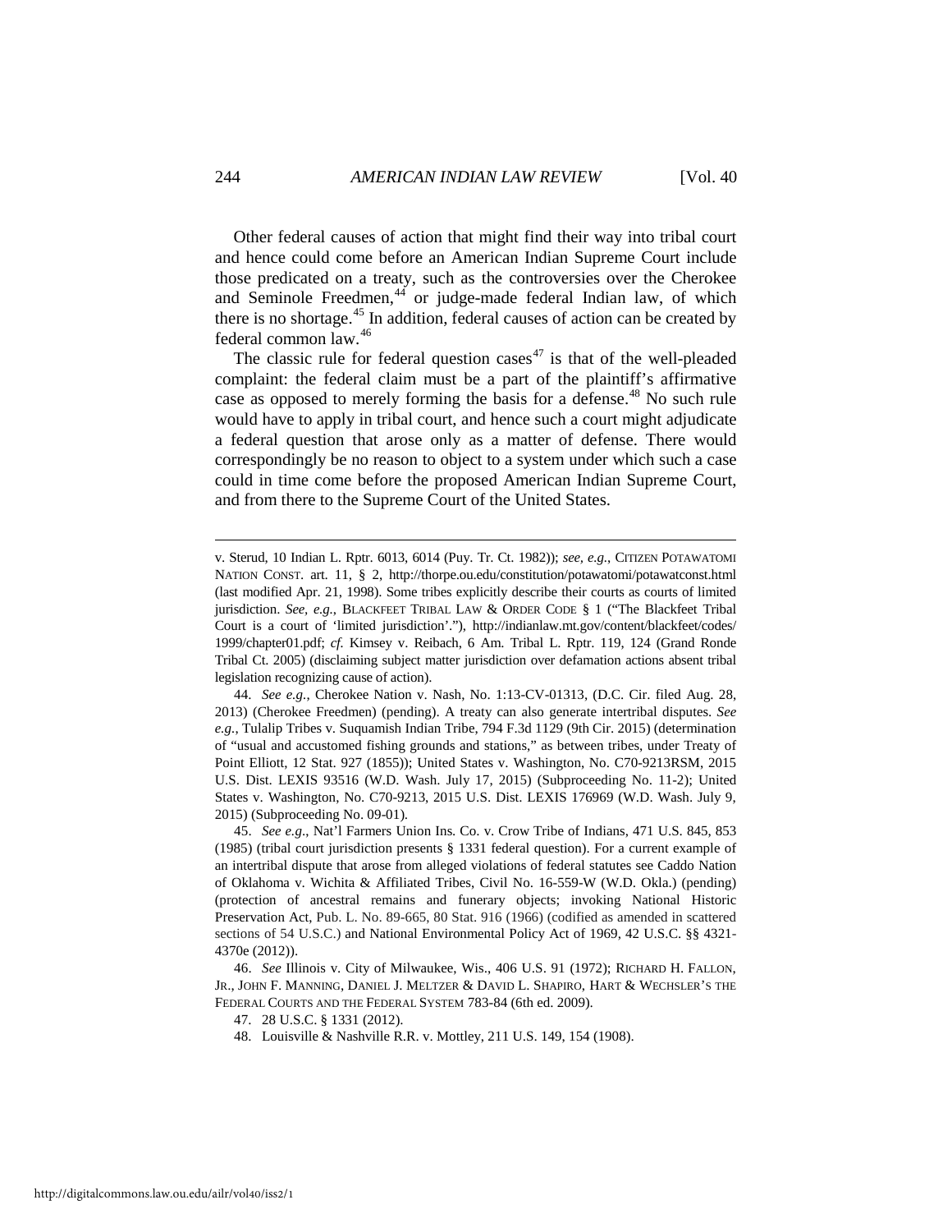Other federal causes of action that might find their way into tribal court and hence could come before an American Indian Supreme Court include those predicated on a treaty, such as the controversies over the Cherokee and Seminole Freedmen,[44] or judge-made federal Indian law, of which there is no shortage.[45] In addition, federal causes of action can be created by federal common law.[46]

The classic rule for federal question cases[47] is that of the well-pleaded complaint: the federal claim must be a part of the plaintiff's affirmative case as opposed to merely forming the basis for a defense.[48] No such rule would have to apply in tribal court, and hence such a court might adjudicate a federal question that arose only as a matter of defense. There would correspondingly be no reason to object to a system under which such a case could in time come before the proposed American Indian Supreme Court, and from there to the Supreme Court of the United States.

---

v. Sterud, 10 Indian L. Rptr. 6013, 6014 (Puy. Tr. Ct. 1982)); *see, e.g.*, CITIZEN POTAWATOMI NATION CONST. art. 11, § 2, http://thorpe.ou.edu/constitution/potawatomi/potawatconst.html (last modified Apr. 21, 1998). Some tribes explicitly describe their courts as courts of limited jurisdiction. *See, e.g.*, BLACKFEET TRIBAL LAW & ORDER CODE § 1 ("The Blackfeet Tribal Court is a court of 'limited jurisdiction'."), http://indianlaw.mt.gov/content/blackfeet/codes/1999/chapter01.pdf; *cf.* Kimsey v. Reibach, 6 Am. Tribal L. Rptr. 119, 124 (Grand Ronde Tribal Ct. 2005) (disclaiming subject matter jurisdiction over defamation actions absent tribal legislation recognizing cause of action).

44. *See e.g.*, Cherokee Nation v. Nash, No. 1:13-CV-01313, (D.C. Cir. filed Aug. 28, 2013) (Cherokee Freedmen) (pending). A treaty can also generate intertribal disputes. *See e.g.*, Tulalip Tribes v. Suquamish Indian Tribe, 794 F.3d 1129 (9th Cir. 2015) (determination of "usual and accustomed fishing grounds and stations," as between tribes, under Treaty of Point Elliott, 12 Stat. 927 (1855)); United States v. Washington, No. C70-9213RSM, 2015 U.S. Dist. LEXIS 93516 (W.D. Wash. July 17, 2015) (Subproceeding No. 11-2); United States v. Washington, No. C70-9213, 2015 U.S. Dist. LEXIS 176969 (W.D. Wash. July 9, 2015) (Subproceeding No. 09-01).

45. *See e.g.*, Nat'l Farmers Union Ins. Co. v. Crow Tribe of Indians, 471 U.S. 845, 853 (1985) (tribal court jurisdiction presents § 1331 federal question). For a current example of an intertribal dispute that arose from alleged violations of federal statutes see Caddo Nation of Oklahoma v. Wichita & Affiliated Tribes, Civil No. 16-559-W (W.D. Okla.) (pending) (protection of ancestral remains and funerary objects; invoking National Historic Preservation Act, Pub. L. No. 89-665, 80 Stat. 916 (1966) (codified as amended in scattered sections of 54 U.S.C.) and National Environmental Policy Act of 1969, 42 U.S.C. §§ 4321-4370e (2012)).

46. *See* Illinois v. City of Milwaukee, Wis., 406 U.S. 91 (1972); RICHARD H. FALLON, JR., JOHN F. MANNING, DANIEL J. MELTZER & DAVID L. SHAPIRO, HART & WECHSLER'S THE FEDERAL COURTS AND THE FEDERAL SYSTEM 783-84 (6th ed. 2009).

47. 28 U.S.C. § 1331 (2012).

48. Louisville & Nashville R.R. v. Mottley, 211 U.S. 149, 154 (1908).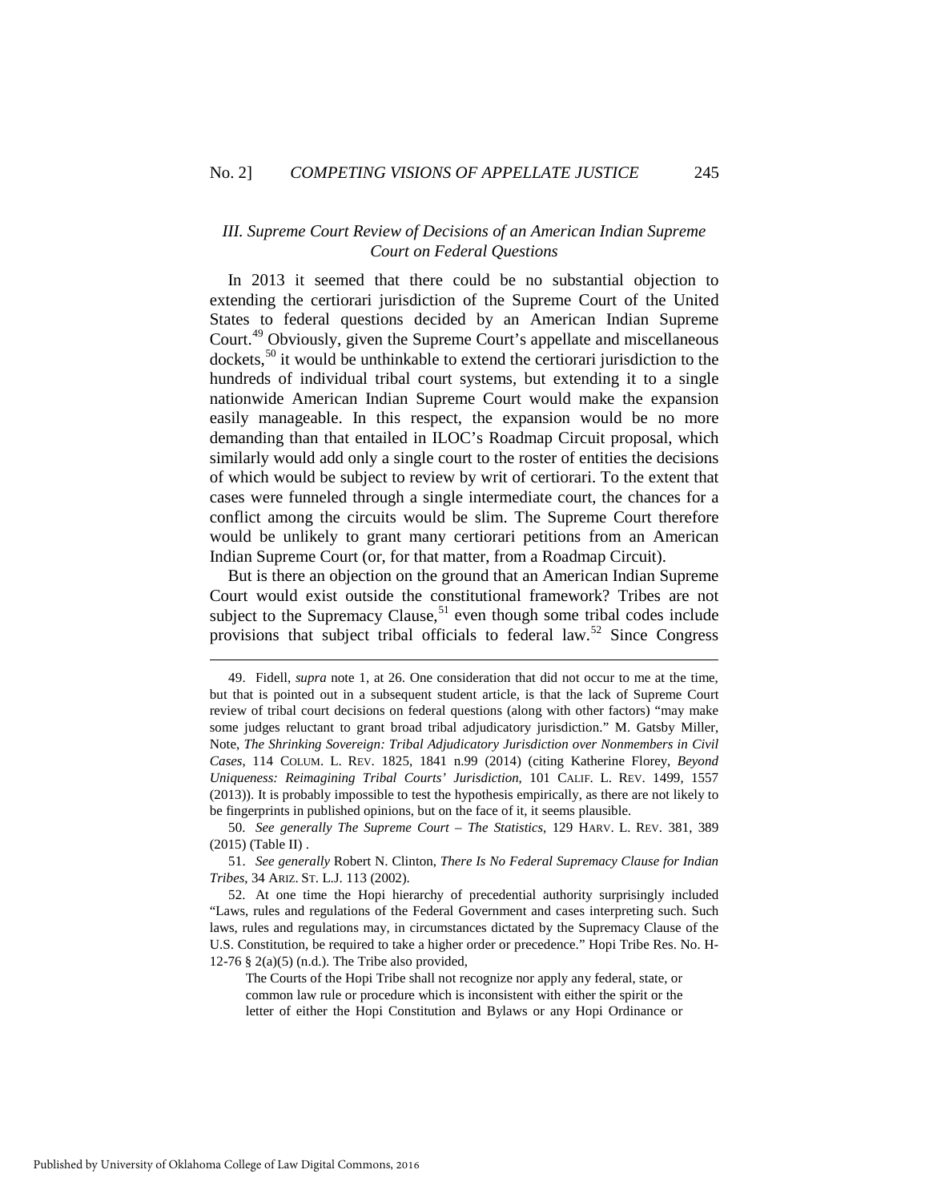### *III. Supreme Court Review of Decisions of an American Indian Supreme Court on Federal Questions*

In 2013 it seemed that there could be no substantial objection to extending the certiorari jurisdiction of the Supreme Court of the United States to federal questions decided by an American Indian Supreme Court.[49] Obviously, given the Supreme Court's appellate and miscellaneous dockets,[50] it would be unthinkable to extend the certiorari jurisdiction to the hundreds of individual tribal court systems, but extending it to a single nationwide American Indian Supreme Court would make the expansion easily manageable. In this respect, the expansion would be no more demanding than that entailed in ILOC's Roadmap Circuit proposal, which similarly would add only a single court to the roster of entities the decisions of which would be subject to review by writ of certiorari. To the extent that cases were funneled through a single intermediate court, the chances for a conflict among the circuits would be slim. The Supreme Court therefore would be unlikely to grant many certiorari petitions from an American Indian Supreme Court (or, for that matter, from a Roadmap Circuit).

But is there an objection on the ground that an American Indian Supreme Court would exist outside the constitutional framework? Tribes are not subject to the Supremacy Clause,[51] even though some tribal codes include provisions that subject tribal officials to federal law.[52] Since Congress

---

49. Fidell, *supra* note 1, at 26. One consideration that did not occur to me at the time, but that is pointed out in a subsequent student article, is that the lack of Supreme Court review of tribal court decisions on federal questions (along with other factors) "may make some judges reluctant to grant broad tribal adjudicatory jurisdiction." M. Gatsby Miller, Note, *The Shrinking Sovereign: Tribal Adjudicatory Jurisdiction over Nonmembers in Civil Cases*, 114 COLUM. L. REV. 1825, 1841 n.99 (2014) (citing Katherine Florey, *Beyond Uniqueness: Reimagining Tribal Courts' Jurisdiction,* 101 CALIF. L. REV. 1499, 1557 (2013)). It is probably impossible to test the hypothesis empirically, as there are not likely to be fingerprints in published opinions, but on the face of it, it seems plausible.

50. *See generally The Supreme Court – The Statistics*, 129 HARV. L. REV. 381, 389 (2015) (Table II) .

51. *See generally* Robert N. Clinton, *There Is No Federal Supremacy Clause for Indian Tribes*, 34 ARIZ. ST. L.J. 113 (2002).

52. At one time the Hopi hierarchy of precedential authority surprisingly included "Laws, rules and regulations of the Federal Government and cases interpreting such. Such laws, rules and regulations may, in circumstances dictated by the Supremacy Clause of the U.S. Constitution, be required to take a higher order or precedence." Hopi Tribe Res. No. H-12-76 § 2(a)(5) (n.d.). The Tribe also provided,

> The Courts of the Hopi Tribe shall not recognize nor apply any federal, state, or common law rule or procedure which is inconsistent with either the spirit or the letter of either the Hopi Constitution and Bylaws or any Hopi Ordinance or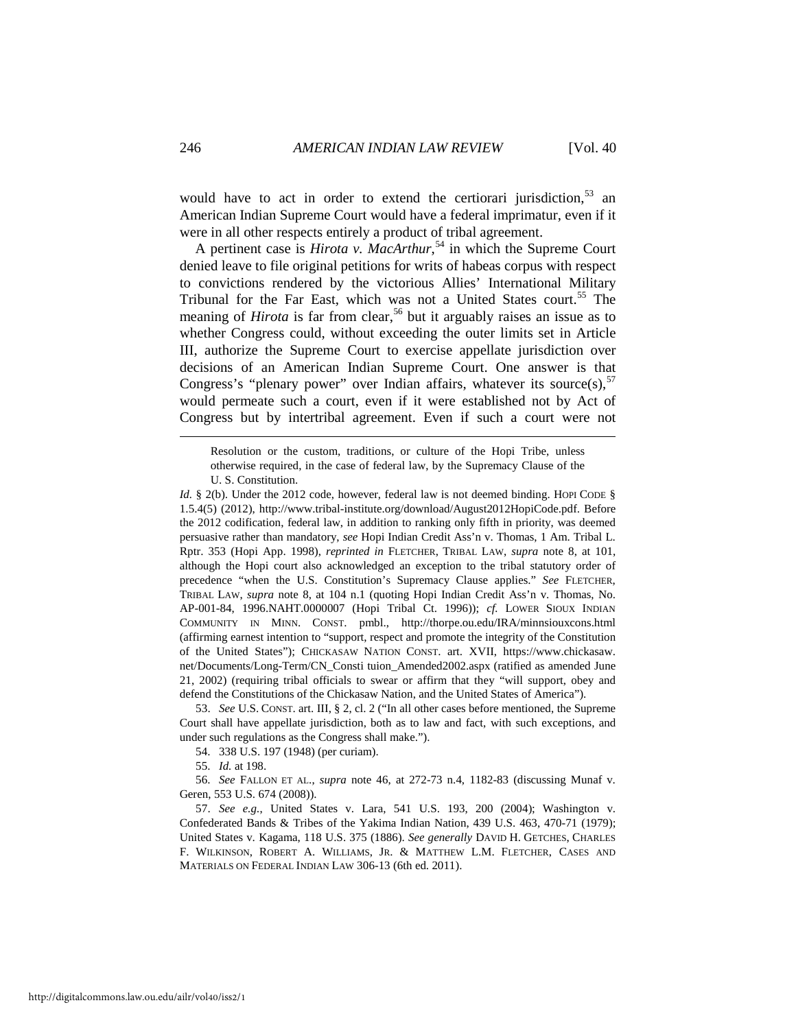would have to act in order to extend the certiorari jurisdiction,[53] an American Indian Supreme Court would have a federal imprimatur, even if it were in all other respects entirely a product of tribal agreement.

A pertinent case is *Hirota v. MacArthur*,[54] in which the Supreme Court denied leave to file original petitions for writs of habeas corpus with respect to convictions rendered by the victorious Allies' International Military Tribunal for the Far East, which was not a United States court.[55] The meaning of *Hirota* is far from clear,[56] but it arguably raises an issue as to whether Congress could, without exceeding the outer limits set in Article III, authorize the Supreme Court to exercise appellate jurisdiction over decisions of an American Indian Supreme Court. One answer is that Congress's "plenary power" over Indian affairs, whatever its source(s),[57] would permeate such a court, even if it were established not by Act of Congress but by intertribal agreement. Even if such a court were not

---

> Resolution or the custom, traditions, or culture of the Hopi Tribe, unless otherwise required, in the case of federal law, by the Supremacy Clause of the U. S. Constitution.

*Id.* § 2(b). Under the 2012 code, however, federal law is not deemed binding. HOPI CODE § 1.5.4(5) (2012), http://www.tribal-institute.org/download/August2012HopiCode.pdf. Before the 2012 codification, federal law, in addition to ranking only fifth in priority, was deemed persuasive rather than mandatory, *see* Hopi Indian Credit Ass'n v. Thomas, 1 Am. Tribal L. Rptr. 353 (Hopi App. 1998), *reprinted in* FLETCHER, TRIBAL LAW, *supra* note 8, at 101, although the Hopi court also acknowledged an exception to the tribal statutory order of precedence "when the U.S. Constitution's Supremacy Clause applies." *See* FLETCHER, TRIBAL LAW, *supra* note 8, at 104 n.1 (quoting Hopi Indian Credit Ass'n v. Thomas, No. AP-001-84, 1996.NAHT.0000007 (Hopi Tribal Ct. 1996)); *cf.* LOWER SIOUX INDIAN COMMUNITY IN MINN. CONST. pmbl., http://thorpe.ou.edu/IRA/minnsiouxcons.html (affirming earnest intention to "support, respect and promote the integrity of the Constitution of the United States"); CHICKASAW NATION CONST. art. XVII, https://www.chickasaw.net/Documents/Long-Term/CN_Consti tuion_Amended2002.aspx (ratified as amended June 21, 2002) (requiring tribal officials to swear or affirm that they "will support, obey and defend the Constitutions of the Chickasaw Nation, and the United States of America").

53. *See* U.S. CONST. art. III, § 2, cl. 2 ("In all other cases before mentioned, the Supreme Court shall have appellate jurisdiction, both as to law and fact, with such exceptions, and under such regulations as the Congress shall make.").

54. 338 U.S. 197 (1948) (per curiam).

55. *Id.* at 198.

56. *See* FALLON ET AL., *supra* note 46, at 272-73 n.4, 1182-83 (discussing Munaf v. Geren, 553 U.S. 674 (2008)).

57. *See e.g.*, United States v. Lara, 541 U.S. 193, 200 (2004); Washington v. Confederated Bands & Tribes of the Yakima Indian Nation, 439 U.S. 463, 470-71 (1979); United States v. Kagama, 118 U.S. 375 (1886). *See generally* DAVID H. GETCHES, CHARLES F. WILKINSON, ROBERT A. WILLIAMS, JR. & MATTHEW L.M. FLETCHER, CASES AND MATERIALS ON FEDERAL INDIAN LAW 306-13 (6th ed. 2011).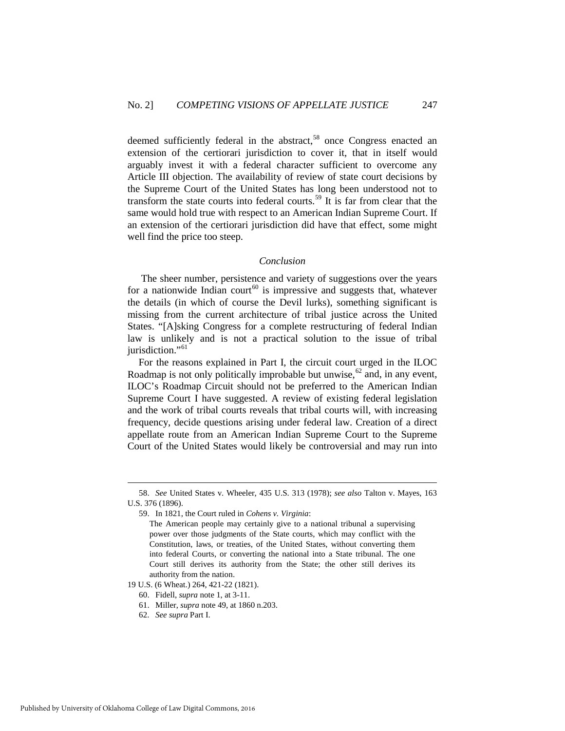deemed sufficiently federal in the abstract,[58] once Congress enacted an extension of the certiorari jurisdiction to cover it, that in itself would arguably invest it with a federal character sufficient to overcome any Article III objection. The availability of review of state court decisions by the Supreme Court of the United States has long been understood not to transform the state courts into federal courts.[59] It is far from clear that the same would hold true with respect to an American Indian Supreme Court. If an extension of the certiorari jurisdiction did have that effect, some might well find the price too steep.

### *Conclusion*

The sheer number, persistence and variety of suggestions over the years for a nationwide Indian court[60] is impressive and suggests that, whatever the details (in which of course the Devil lurks), something significant is missing from the current architecture of tribal justice across the United States. "[A]sking Congress for a complete restructuring of federal Indian law is unlikely and is not a practical solution to the issue of tribal jurisdiction."[61]

For the reasons explained in Part I, the circuit court urged in the ILOC Roadmap is not only politically improbable but unwise,[62] and, in any event, ILOC's Roadmap Circuit should not be preferred to the American Indian Supreme Court I have suggested. A review of existing federal legislation and the work of tribal courts reveals that tribal courts will, with increasing frequency, decide questions arising under federal law. Creation of a direct appellate route from an American Indian Supreme Court to the Supreme Court of the United States would likely be controversial and may run into

---

58. *See* United States v. Wheeler, 435 U.S. 313 (1978); *see also* Talton v. Mayes, 163 U.S. 376 (1896).

59. In 1821, the Court ruled in *Cohens v. Virginia*:

> The American people may certainly give to a national tribunal a supervising power over those judgments of the State courts, which may conflict with the Constitution, laws, or treaties, of the United States, without converting them into federal Courts, or converting the national into a State tribunal. The one Court still derives its authority from the State; the other still derives its authority from the nation.

19 U.S. (6 Wheat.) 264, 421-22 (1821).

60. Fidell, *supra* note 1, at 3-11.

61. Miller, *supra* note 49, at 1860 n.203.

62. *See supra* Part I.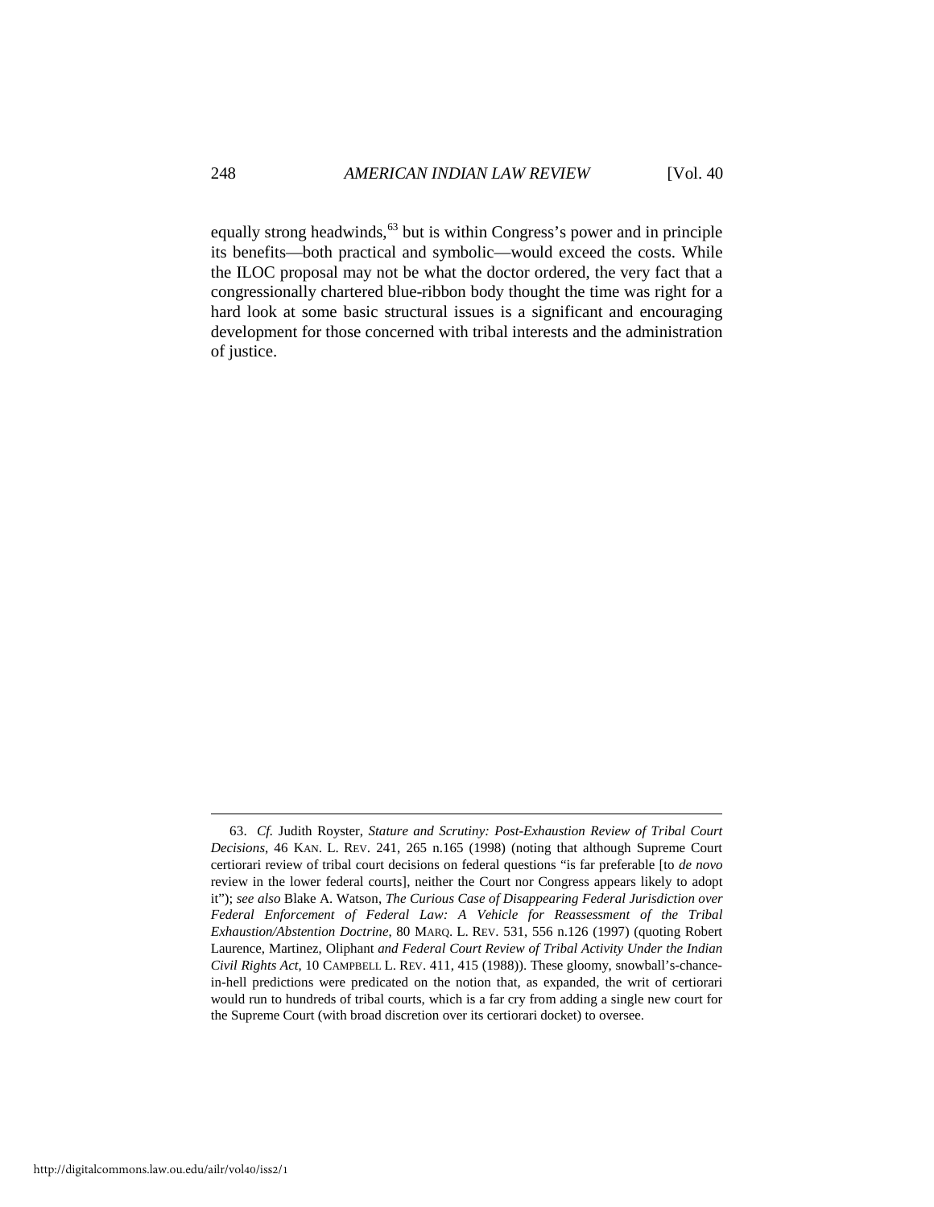equally strong headwinds,[63] but is within Congress's power and in principle its benefits—both practical and symbolic—would exceed the costs. While the ILOC proposal may not be what the doctor ordered, the very fact that a congressionally chartered blue-ribbon body thought the time was right for a hard look at some basic structural issues is a significant and encouraging development for those concerned with tribal interests and the administration of justice.

---

63. *Cf.* Judith Royster, *Stature and Scrutiny: Post-Exhaustion Review of Tribal Court Decisions*, 46 KAN. L. REV. 241, 265 n.165 (1998) (noting that although Supreme Court certiorari review of tribal court decisions on federal questions "is far preferable [to *de novo* review in the lower federal courts], neither the Court nor Congress appears likely to adopt it"); *see also* Blake A. Watson, *The Curious Case of Disappearing Federal Jurisdiction over Federal Enforcement of Federal Law: A Vehicle for Reassessment of the Tribal Exhaustion/Abstention Doctrine*, 80 MARQ. L. REV. 531, 556 n.126 (1997) (quoting Robert Laurence, Martinez, Oliphant *and Federal Court Review of Tribal Activity Under the Indian Civil Rights Act*, 10 CAMPBELL L. REV. 411, 415 (1988)). These gloomy, snowball's-chance-in-hell predictions were predicated on the notion that, as expanded, the writ of certiorari would run to hundreds of tribal courts, which is a far cry from adding a single new court for the Supreme Court (with broad discretion over its certiorari docket) to oversee.